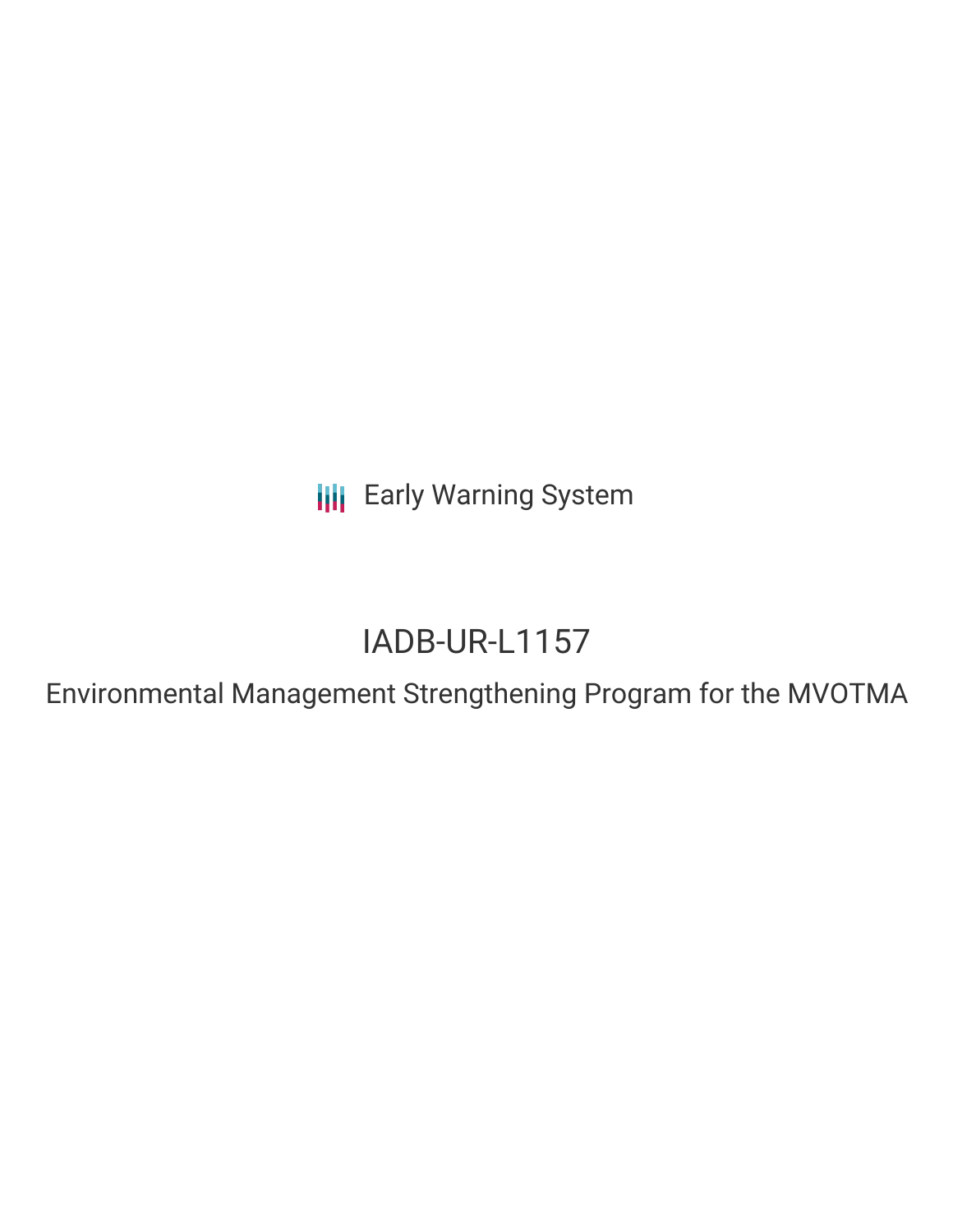Early Warning System

# IADB-UR-L1157

## Environmental Management Strengthening Program for the MVOTMA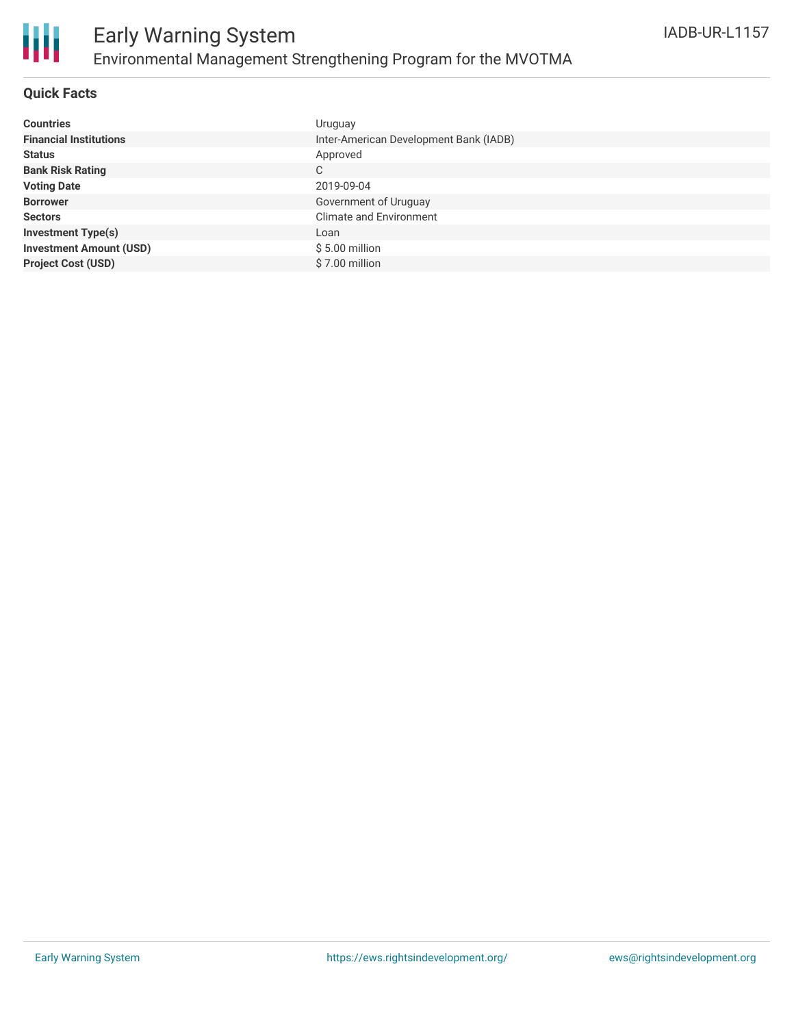# Early Warning System

## Environmental Management Strengthening Program for the MVOTMA

IADB-UR-L1157

### Quick Facts

| | |
|---|---|
| **Countries** | Uruguay |
| **Financial Institutions** | Inter-American Development Bank (IADB) |
| **Status** | Approved |
| **Bank Risk Rating** | C |
| **Voting Date** | 2019-09-04 |
| **Borrower** | Government of Uruguay |
| **Sectors** | Climate and Environment |
| **Investment Type(s)** | Loan |
| **Investment Amount (USD)** | $ 5.00 million |
| **Project Cost (USD)** | $ 7.00 million |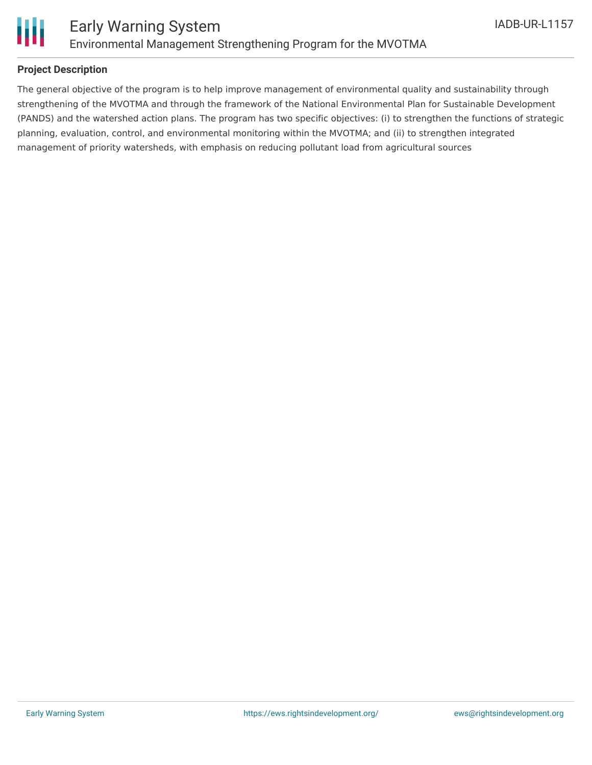**Project Description**

The general objective of the program is to help improve management of environmental quality and sustainability through strengthening of the MVOTMA and through the framework of the National Environmental Plan for Sustainable Development (PANDS) and the watershed action plans. The program has two specific objectives: (i) to strengthen the functions of strategic planning, evaluation, control, and environmental monitoring within the MVOTMA; and (ii) to strengthen integrated management of priority watersheds, with emphasis on reducing pollutant load from agricultural sources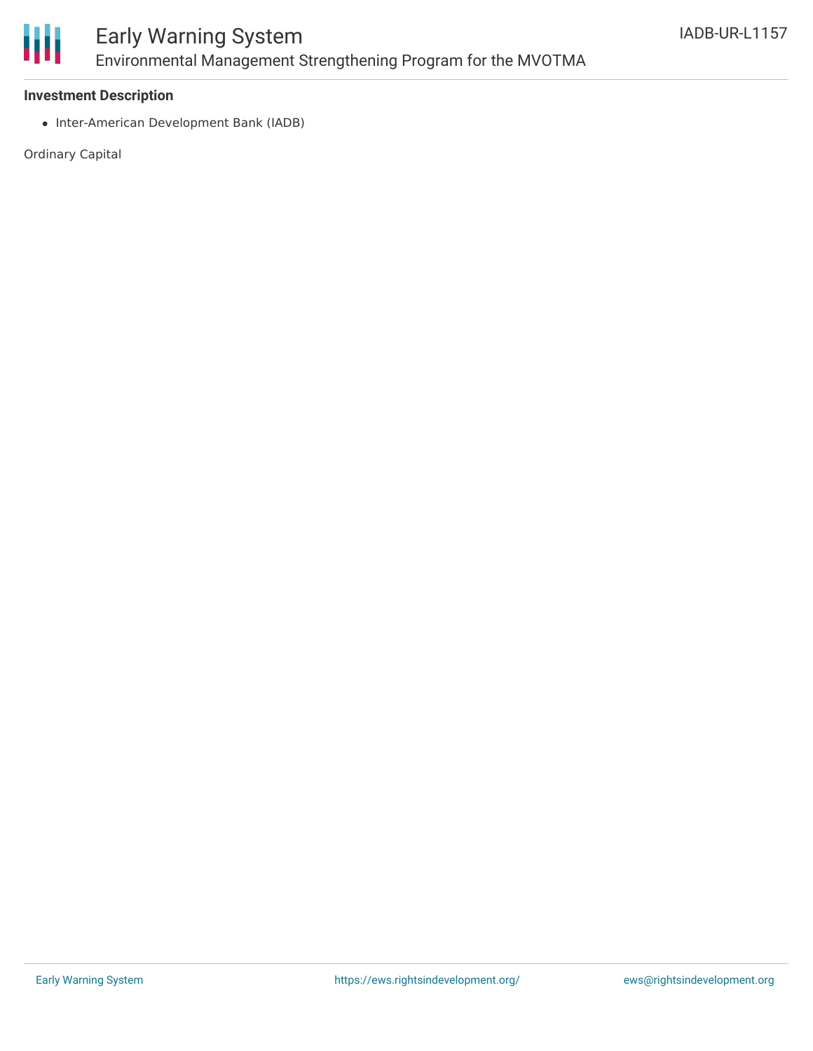### Investment Description

- Inter-American Development Bank (IADB)

Ordinary Capital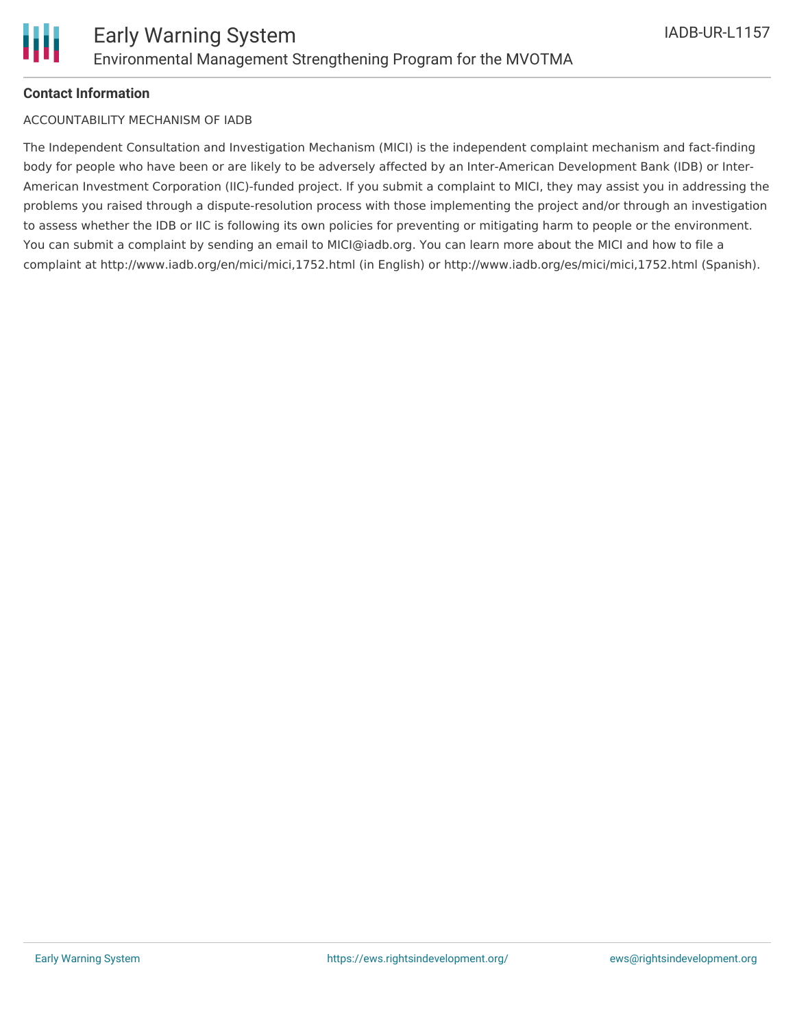**Contact Information**

ACCOUNTABILITY MECHANISM OF IADB

The Independent Consultation and Investigation Mechanism (MICI) is the independent complaint mechanism and fact-finding body for people who have been or are likely to be adversely affected by an Inter-American Development Bank (IDB) or Inter-American Investment Corporation (IIC)-funded project. If you submit a complaint to MICI, they may assist you in addressing the problems you raised through a dispute-resolution process with those implementing the project and/or through an investigation to assess whether the IDB or IIC is following its own policies for preventing or mitigating harm to people or the environment. You can submit a complaint by sending an email to MICI@iadb.org. You can learn more about the MICI and how to file a complaint at http://www.iadb.org/en/mici/mici,1752.html (in English) or http://www.iadb.org/es/mici/mici,1752.html (Spanish).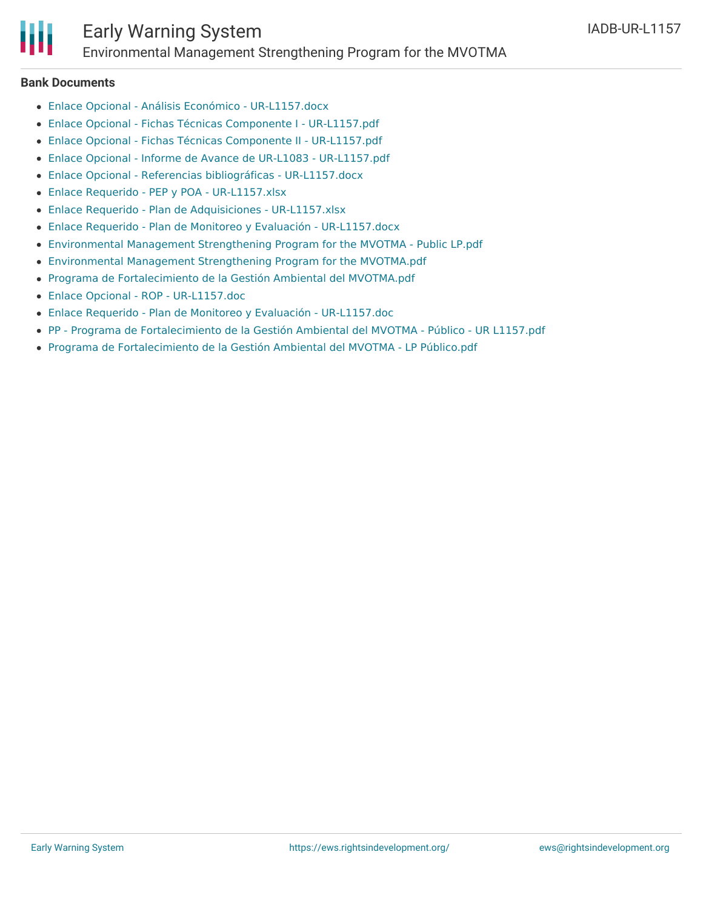**Bank Documents**

- Enlace Opcional - Análisis Económico - UR-L1157.docx
- Enlace Opcional - Fichas Técnicas Componente I - UR-L1157.pdf
- Enlace Opcional - Fichas Técnicas Componente II - UR-L1157.pdf
- Enlace Opcional - Informe de Avance de UR-L1083 - UR-L1157.pdf
- Enlace Opcional - Referencias bibliográficas - UR-L1157.docx
- Enlace Requerido - PEP y POA - UR-L1157.xlsx
- Enlace Requerido - Plan de Adquisiciones - UR-L1157.xlsx
- Enlace Requerido - Plan de Monitoreo y Evaluación - UR-L1157.docx
- Environmental Management Strengthening Program for the MVOTMA - Public LP.pdf
- Environmental Management Strengthening Program for the MVOTMA.pdf
- Programa de Fortalecimiento de la Gestión Ambiental del MVOTMA.pdf
- Enlace Opcional - ROP - UR-L1157.doc
- Enlace Requerido - Plan de Monitoreo y Evaluación - UR-L1157.doc
- PP - Programa de Fortalecimiento de la Gestión Ambiental del MVOTMA - Público - UR L1157.pdf
- Programa de Fortalecimiento de la Gestión Ambiental del MVOTMA - LP Público.pdf